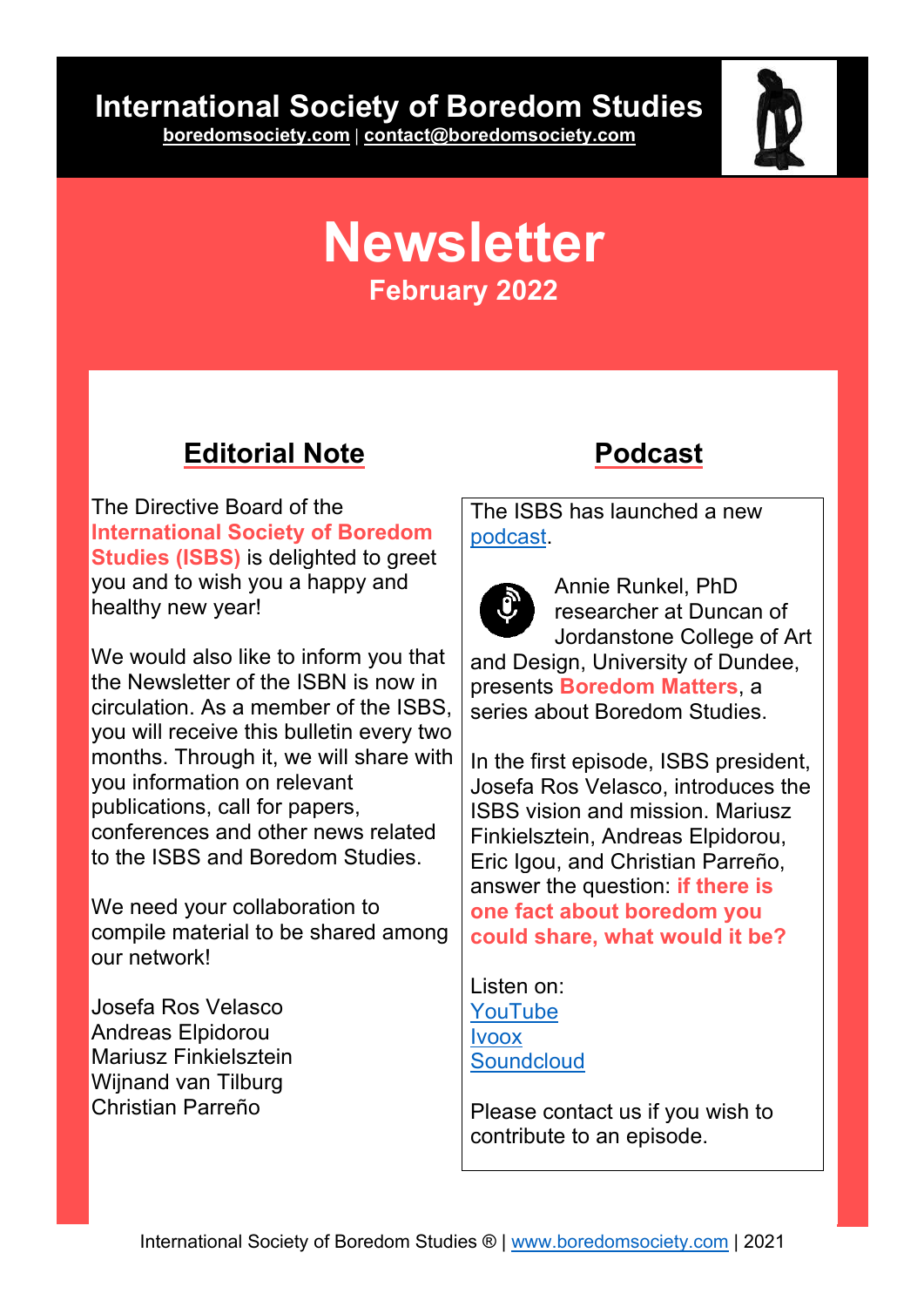# International Society of Boredom Studies

boredomsociety.com | contact@boredomsociety.com

# Newsletter

**February 2022**

## Editorial Note

The Directive Board of the **International Society of Boredom Studies (ISBS)** is delighted to greet you and to wish you a happy and healthy new year!

We would also like to inform you that the Newsletter of the ISBN is now in circulation. As a member of the ISBS, you will receive this bulletin every two months. Through it, we will share with you information on relevant publications, call for papers, conferences and other news related to the ISBS and Boredom Studies.

We need your collaboration to compile material to be shared among our network!

Josefa Ros Velasco
Andreas Elpidorou
Mariusz Finkielsztein
Wijnand van Tilburg
Christian Parreño

## Podcast

The ISBS has launched a new podcast.

Annie Runkel, PhD researcher at Duncan of Jordanstone College of Art and Design, University of Dundee, presents **Boredom Matters**, a series about Boredom Studies.

In the first episode, ISBS president, Josefa Ros Velasco, introduces the ISBS vision and mission. Mariusz Finkielsztein, Andreas Elpidorou, Eric Igou, and Christian Parreño, answer the question: **if there is one fact about boredom you could share, what would it be?**

Listen on:
YouTube
Ivoox
Soundcloud

Please contact us if you wish to contribute to an episode.

International Society of Boredom Studies ® | www.boredomsociety.com | 2021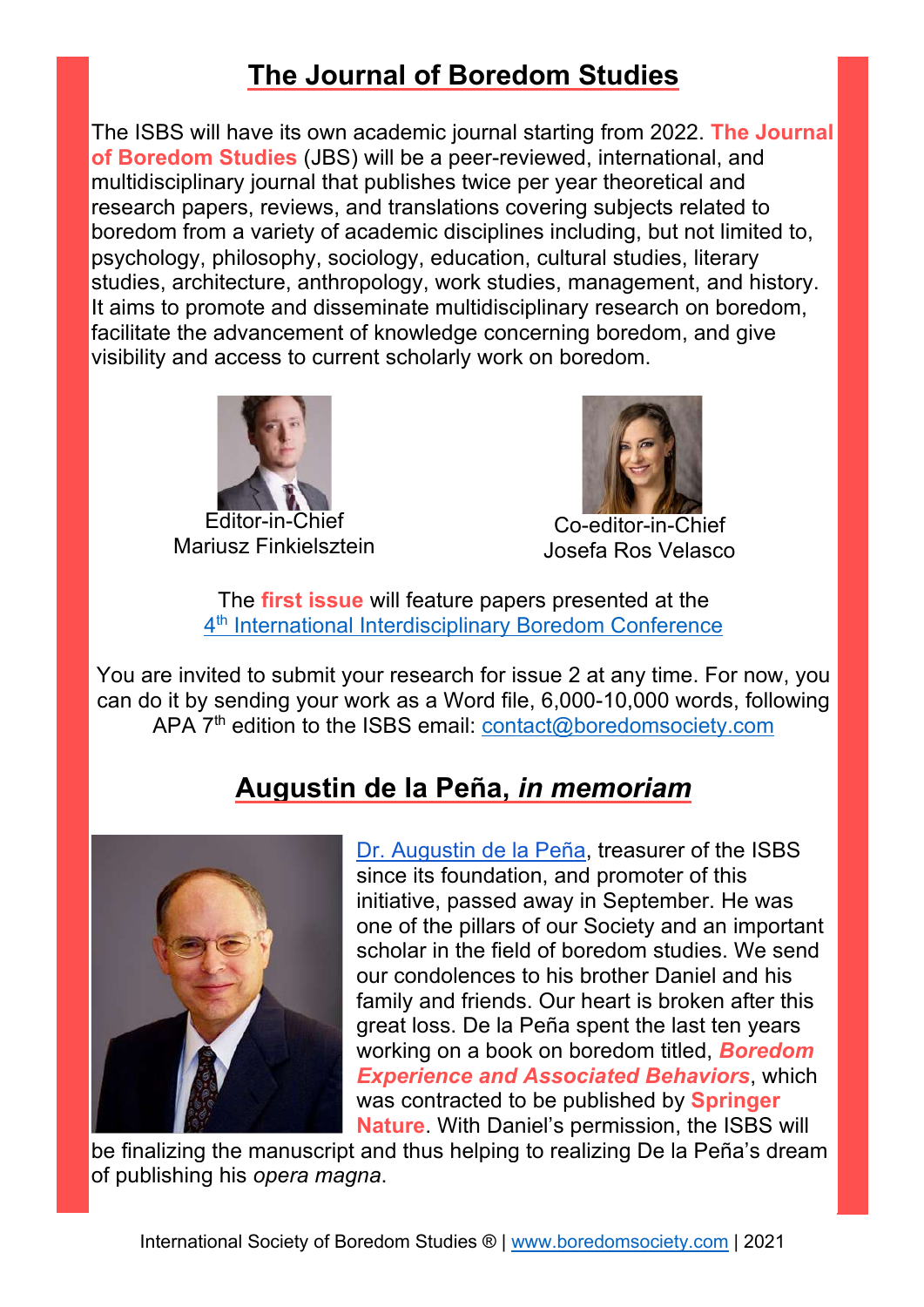## The Journal of Boredom Studies

The ISBS will have its own academic journal starting from 2022. **The Journal of Boredom Studies** (JBS) will be a peer-reviewed, international, and multidisciplinary journal that publishes twice per year theoretical and research papers, reviews, and translations covering subjects related to boredom from a variety of academic disciplines including, but not limited to, psychology, philosophy, sociology, education, cultural studies, literary studies, architecture, anthropology, work studies, management, and history. It aims to promote and disseminate multidisciplinary research on boredom, facilitate the advancement of knowledge concerning boredom, and give visibility and access to current scholarly work on boredom.

Editor-in-Chief
Mariusz Finkielsztein

Co-editor-in-Chief
Josefa Ros Velasco

The **first issue** will feature papers presented at the
4th International Interdisciplinary Boredom Conference

You are invited to submit your research for issue 2 at any time. For now, you can do it by sending your work as a Word file, 6,000-10,000 words, following APA 7th edition to the ISBS email: contact@boredomsociety.com

## Augustin de la Peña, *in memoriam*

Dr. Augustin de la Peña, treasurer of the ISBS since its foundation, and promoter of this initiative, passed away in September. He was one of the pillars of our Society and an important scholar in the field of boredom studies. We send our condolences to his brother Daniel and his family and friends. Our heart is broken after this great loss. De la Peña spent the last ten years working on a book on boredom titled, ***Boredom Experience and Associated Behaviors***, which was contracted to be published by **Springer Nature**. With Daniel's permission, the ISBS will be finalizing the manuscript and thus helping to realizing De la Peña's dream of publishing his *opera magna*.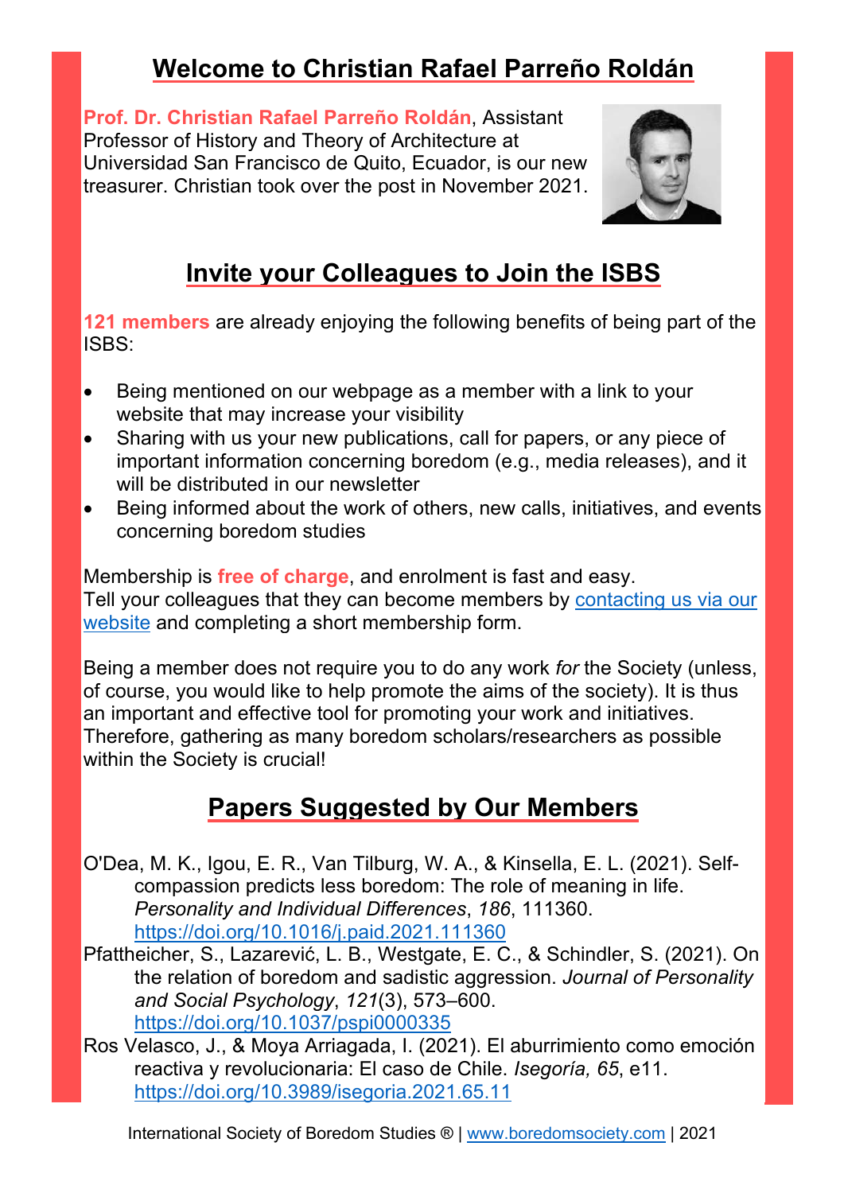## Welcome to Christian Rafael Parreño Roldán

**Prof. Dr. Christian Rafael Parreño Roldán**, Assistant Professor of History and Theory of Architecture at Universidad San Francisco de Quito, Ecuador, is our new treasurer. Christian took over the post in November 2021.

## Invite your Colleagues to Join the ISBS

**121 members** are already enjoying the following benefits of being part of the ISBS:

- Being mentioned on our webpage as a member with a link to your website that may increase your visibility
- Sharing with us your new publications, call for papers, or any piece of important information concerning boredom (e.g., media releases), and it will be distributed in our newsletter
- Being informed about the work of others, new calls, initiatives, and events concerning boredom studies

Membership is **free of charge**, and enrolment is fast and easy.
Tell your colleagues that they can become members by contacting us via our website and completing a short membership form.

Being a member does not require you to do any work *for* the Society (unless, of course, you would like to help promote the aims of the society). It is thus an important and effective tool for promoting your work and initiatives. Therefore, gathering as many boredom scholars/researchers as possible within the Society is crucial!

## Papers Suggested by Our Members

O'Dea, M. K., Igou, E. R., Van Tilburg, W. A., & Kinsella, E. L. (2021). Self-compassion predicts less boredom: The role of meaning in life. *Personality and Individual Differences*, *186*, 111360. https://doi.org/10.1016/j.paid.2021.111360

Pfattheicher, S., Lazarević, L. B., Westgate, E. C., & Schindler, S. (2021). On the relation of boredom and sadistic aggression. *Journal of Personality and Social Psychology*, *121*(3), 573–600. https://doi.org/10.1037/pspi0000335

Ros Velasco, J., & Moya Arriagada, I. (2021). El aburrimiento como emoción reactiva y revolucionaria: El caso de Chile. *Isegoría, 65*, e11. https://doi.org/10.3989/isegoria.2021.65.11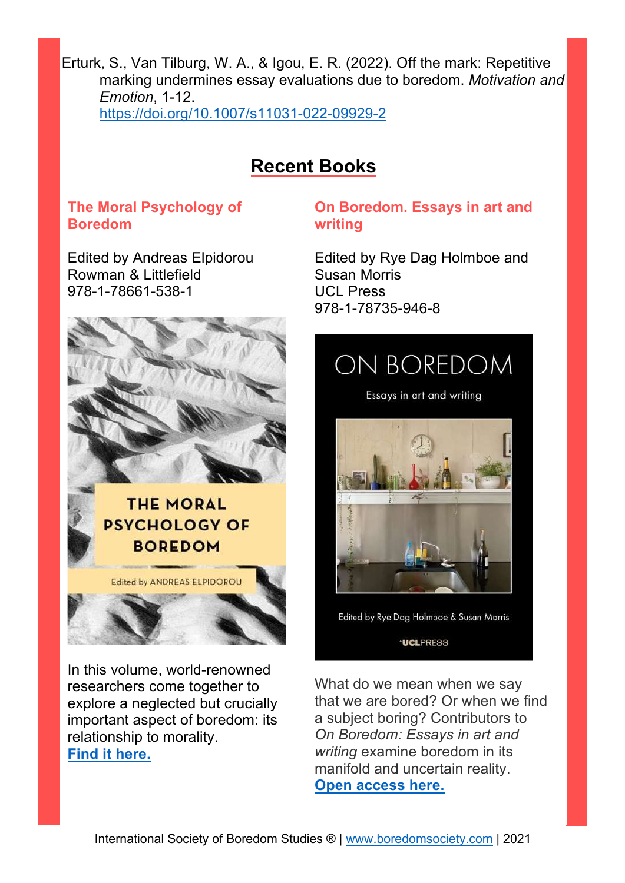Erturk, S., Van Tilburg, W. A., & Igou, E. R. (2022). Off the mark: Repetitive marking undermines essay evaluations due to boredom. *Motivation and Emotion*, 1-12. https://doi.org/10.1007/s11031-022-09929-2

## Recent Books

### The Moral Psychology of Boredom

Edited by Andreas Elpidorou
Rowman & Littlefield
978-1-78661-538-1

In this volume, world-renowned researchers come together to explore a neglected but crucially important aspect of boredom: its relationship to morality.
**Find it here.**

### On Boredom. Essays in art and writing

Edited by Rye Dag Holmboe and Susan Morris
UCL Press
978-1-78735-946-8

What do we mean when we say that we are bored? Or when we find a subject boring? Contributors to *On Boredom: Essays in art and writing* examine boredom in its manifold and uncertain reality.
**Open access here.**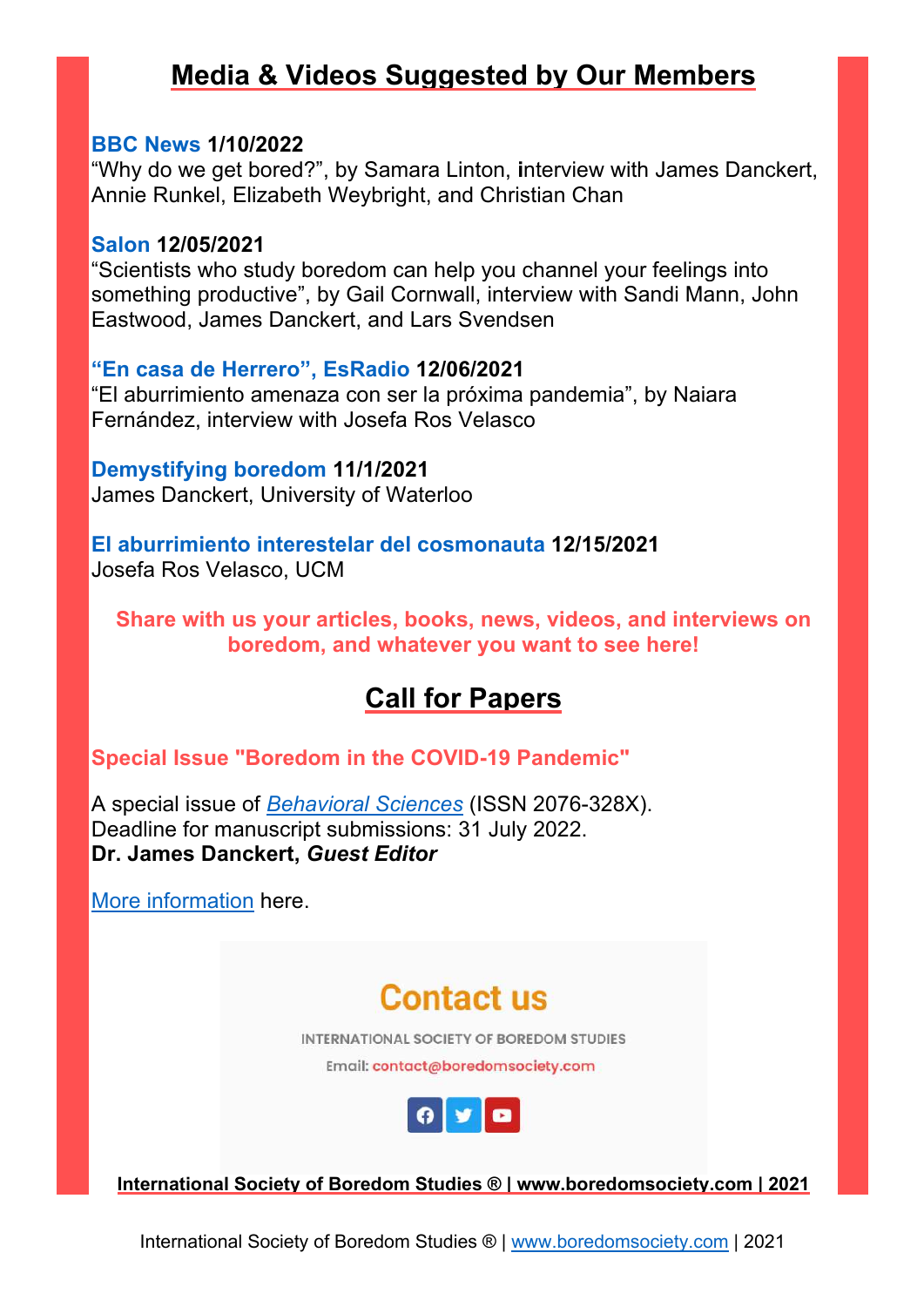## Media & Videos Suggested by Our Members

**BBC News 1/10/2022**
"Why do we get bored?", by Samara Linton, interview with James Danckert, Annie Runkel, Elizabeth Weybright, and Christian Chan

**Salon 12/05/2021**
"Scientists who study boredom can help you channel your feelings into something productive", by Gail Cornwall, interview with Sandi Mann, John Eastwood, James Danckert, and Lars Svendsen

**"En casa de Herrero", EsRadio 12/06/2021**
"El aburrimiento amenaza con ser la próxima pandemia", by Naiara Fernández, interview with Josefa Ros Velasco

**Demystifying boredom 11/1/2021**
James Danckert, University of Waterloo

**El aburrimiento interestelar del cosmonauta 12/15/2021**
Josefa Ros Velasco, UCM

**Share with us your articles, books, news, videos, and interviews on boredom, and whatever you want to see here!**

## Call for Papers

**Special Issue "Boredom in the COVID-19 Pandemic"**

A special issue of *Behavioral Sciences* (ISSN 2076-328X).
Deadline for manuscript submissions: 31 July 2022.
**Dr. James Danckert, *Guest Editor***

More information here.

**Contact us**

INTERNATIONAL SOCIETY OF BOREDOM STUDIES

Email: contact@boredomsociety.com

**International Society of Boredom Studies ® | www.boredomsociety.com | 2021**